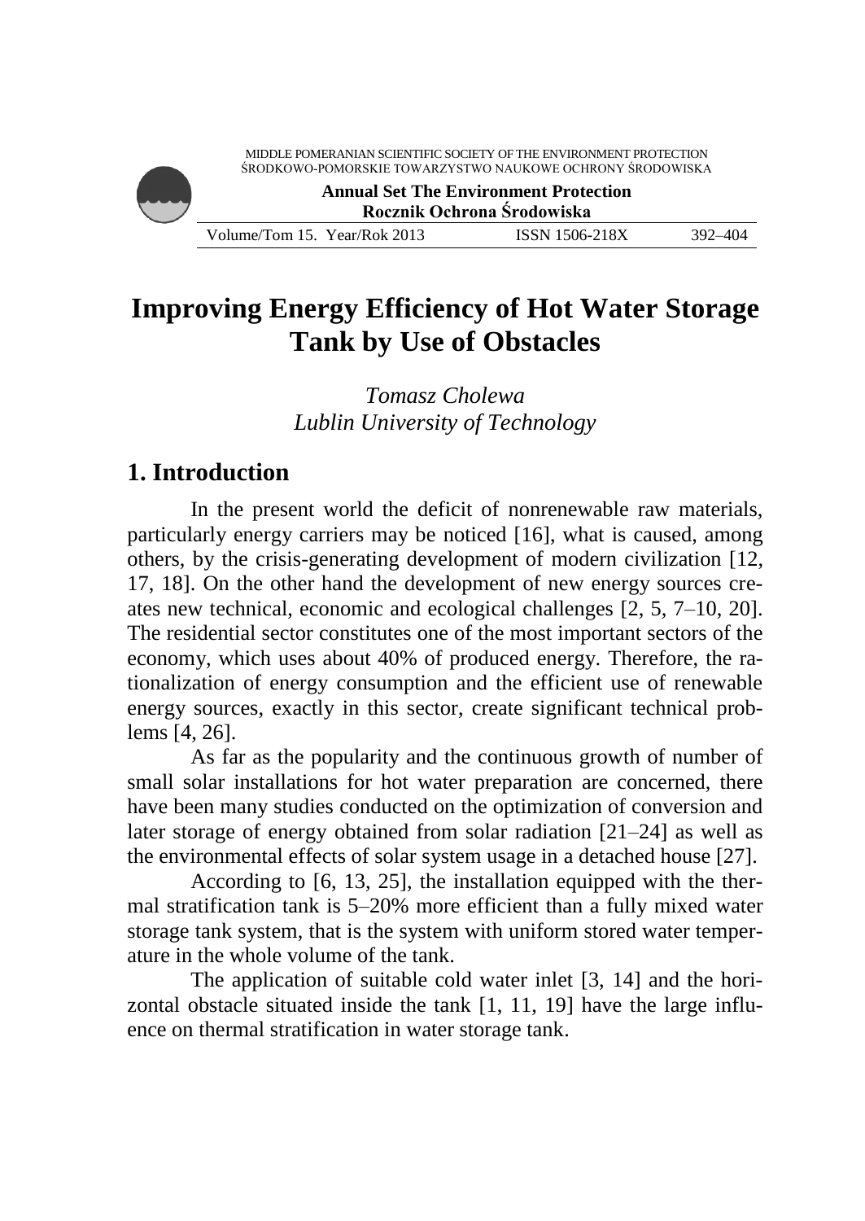# Improving Energy Efficiency of Hot Water Storage Tank by Use of Obstacles

*Tomasz Cholewa*
*Lublin University of Technology*

## 1. Introduction

In the present world the deficit of nonrenewable raw materials, particularly energy carriers may be noticed [16], what is caused, among others, by the crisis-generating development of modern civilization [12, 17, 18]. On the other hand the development of new energy sources creates new technical, economic and ecological challenges [2, 5, 7–10, 20]. The residential sector constitutes one of the most important sectors of the economy, which uses about 40% of produced energy. Therefore, the rationalization of energy consumption and the efficient use of renewable energy sources, exactly in this sector, create significant technical problems [4, 26].

As far as the popularity and the continuous growth of number of small solar installations for hot water preparation are concerned, there have been many studies conducted on the optimization of conversion and later storage of energy obtained from solar radiation [21–24] as well as the environmental effects of solar system usage in a detached house [27].

According to [6, 13, 25], the installation equipped with the thermal stratification tank is 5–20% more efficient than a fully mixed water storage tank system, that is the system with uniform stored water temperature in the whole volume of the tank.

The application of suitable cold water inlet [3, 14] and the horizontal obstacle situated inside the tank [1, 11, 19] have the large influence on thermal stratification in water storage tank.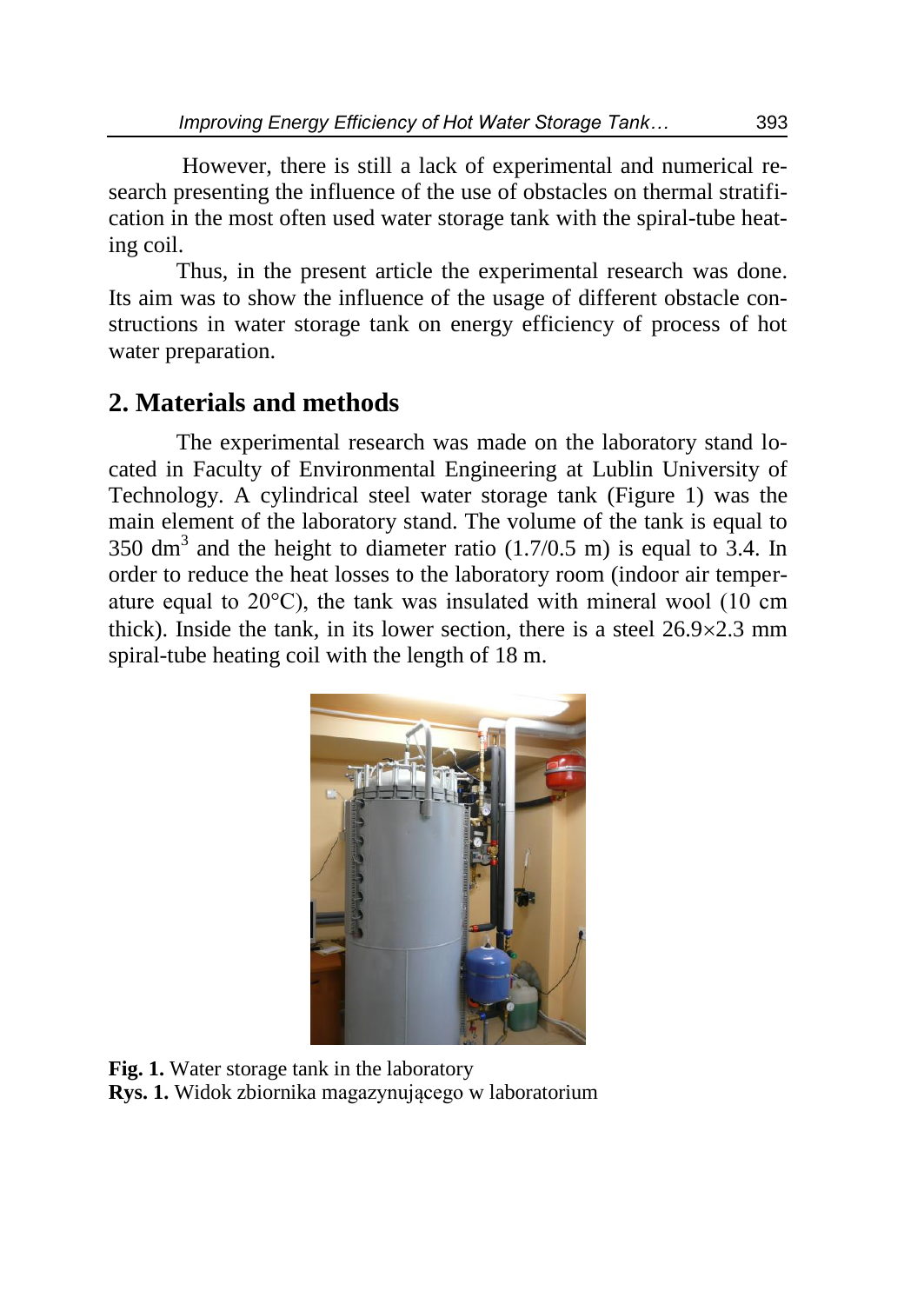However, there is still a lack of experimental and numerical research presenting the influence of the use of obstacles on thermal stratification in the most often used water storage tank with the spiral-tube heating coil.

Thus, in the present article the experimental research was done. Its aim was to show the influence of the usage of different obstacle constructions in water storage tank on energy efficiency of process of hot water preparation.

## 2. Materials and methods

The experimental research was made on the laboratory stand located in Faculty of Environmental Engineering at Lublin University of Technology. A cylindrical steel water storage tank (Figure 1) was the main element of the laboratory stand. The volume of the tank is equal to 350 $dm^3$ and the height to diameter ratio (1.7/0.5 m) is equal to 3.4. In order to reduce the heat losses to the laboratory room (indoor air temperature equal to 20°C), the tank was insulated with mineral wool (10 cm thick). Inside the tank, in its lower section, there is a steel 26.9×2.3 mm spiral-tube heating coil with the length of 18 m.

**Fig. 1.** Water storage tank in the laboratory
**Rys. 1.** Widok zbiornika magazynującego w laboratorium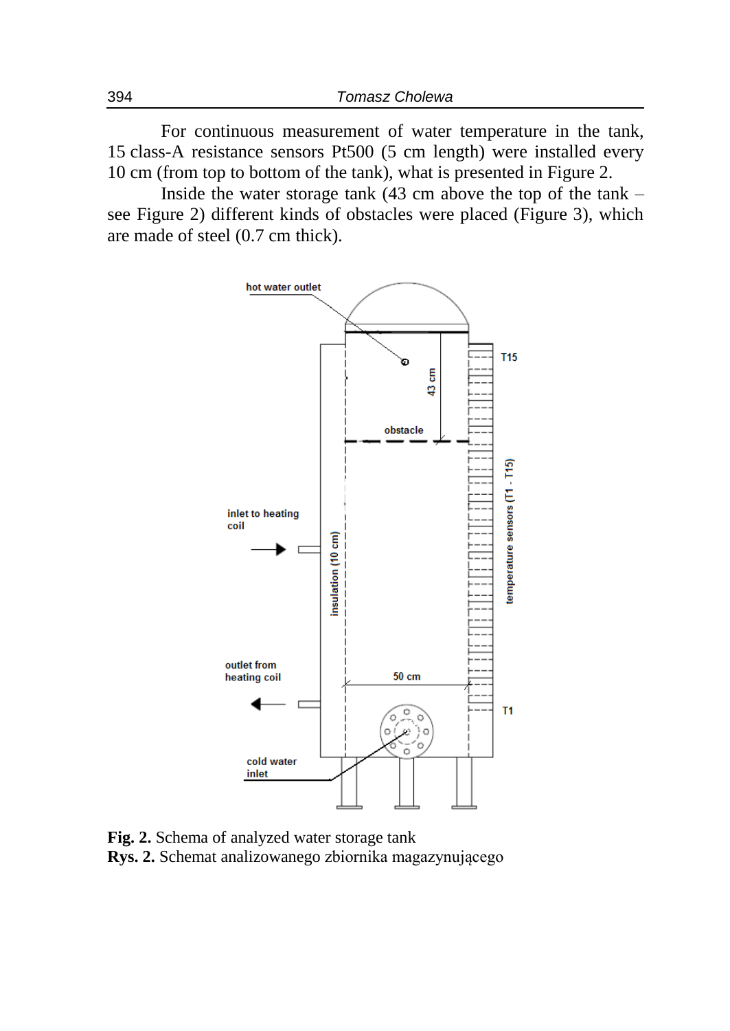For continuous measurement of water temperature in the tank, 15 class-A resistance sensors Pt500 (5 cm length) were installed every 10 cm (from top to bottom of the tank), what is presented in Figure 2.

Inside the water storage tank (43 cm above the top of the tank – see Figure 2) different kinds of obstacles were placed (Figure 3), which are made of steel (0.7 cm thick).

**Fig. 2.** Schema of analyzed water storage tank
**Rys. 2.** Schemat analizowanego zbiornika magazynującego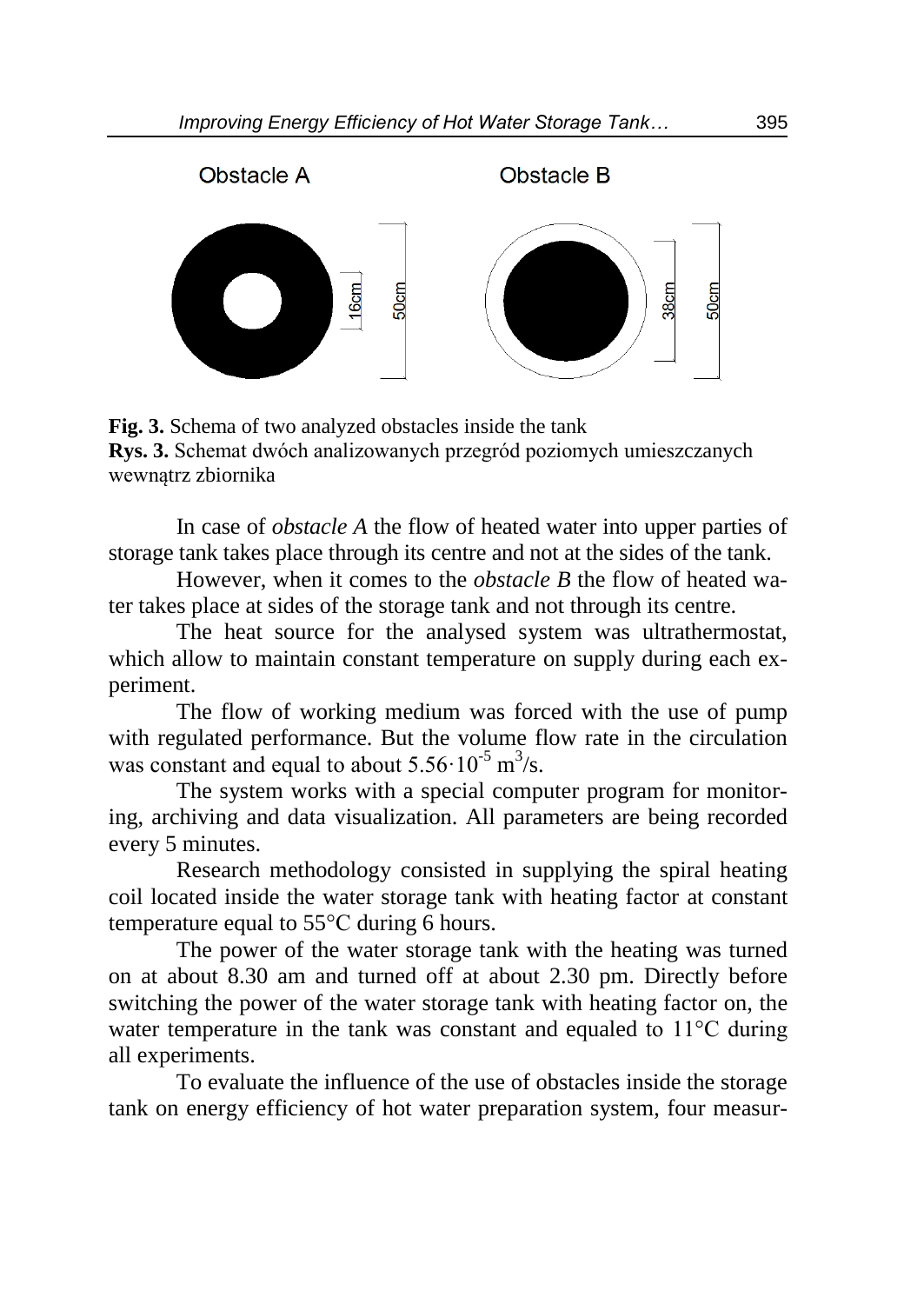**Fig. 3.** Schema of two analyzed obstacles inside the tank
**Rys. 3.** Schemat dwóch analizowanych przegród poziomych umieszczanych wewnątrz zbiornika

In case of *obstacle A* the flow of heated water into upper parties of storage tank takes place through its centre and not at the sides of the tank.

However, when it comes to the *obstacle B* the flow of heated water takes place at sides of the storage tank and not through its centre.

The heat source for the analysed system was ultrathermostat, which allow to maintain constant temperature on supply during each experiment.

The flow of working medium was forced with the use of pump with regulated performance. But the volume flow rate in the circulation was constant and equal to about $5.56 \cdot 10^{-5}$ m$^3$/s.

The system works with a special computer program for monitoring, archiving and data visualization. All parameters are being recorded every 5 minutes.

Research methodology consisted in supplying the spiral heating coil located inside the water storage tank with heating factor at constant temperature equal to 55°C during 6 hours.

The power of the water storage tank with the heating was turned on at about 8.30 am and turned off at about 2.30 pm. Directly before switching the power of the water storage tank with heating factor on, the water temperature in the tank was constant and equaled to 11°C during all experiments.

To evaluate the influence of the use of obstacles inside the storage tank on energy efficiency of hot water preparation system, four measur-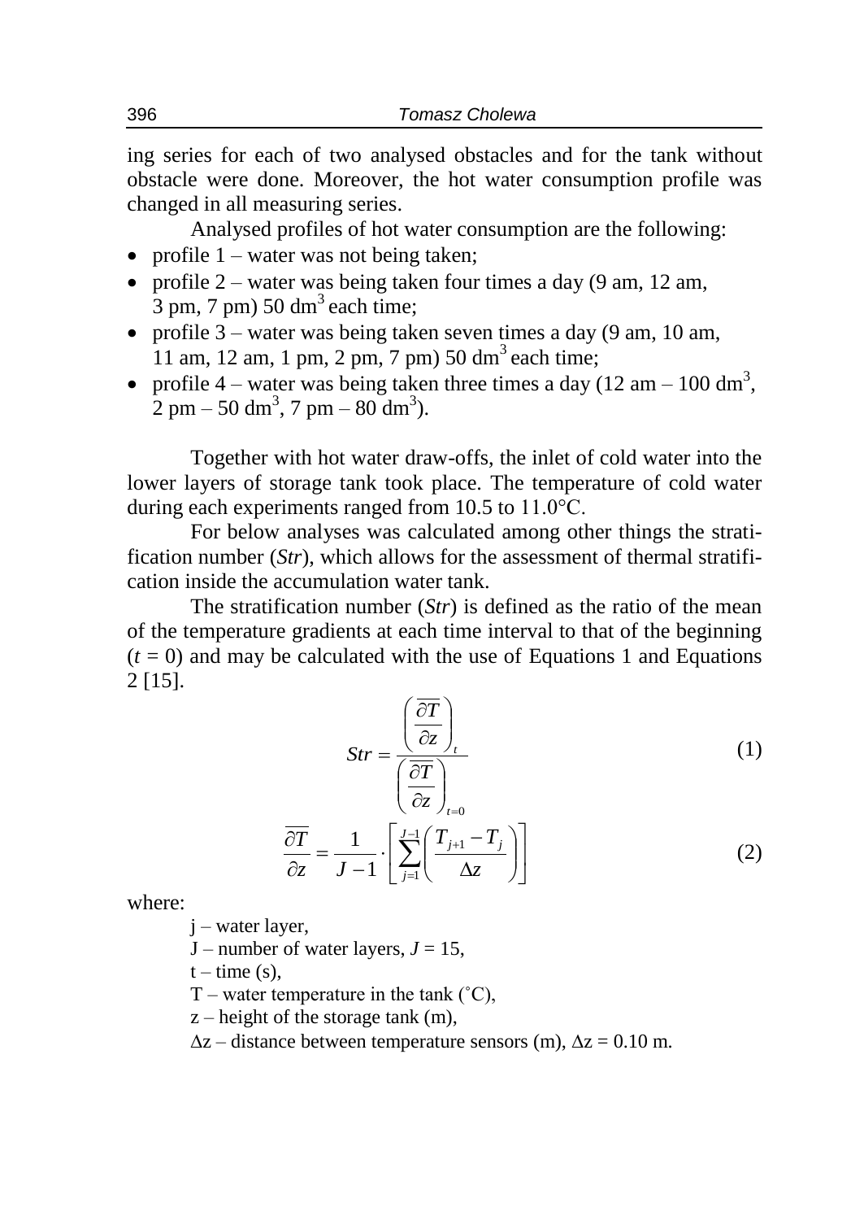ing series for each of two analysed obstacles and for the tank without obstacle were done. Moreover, the hot water consumption profile was changed in all measuring series.

Analysed profiles of hot water consumption are the following:

- profile 1 – water was not being taken;
- profile 2 – water was being taken four times a day (9 am, 12 am, 3 pm, 7 pm) 50 $dm^3$ each time;
- profile 3 – water was being taken seven times a day (9 am, 10 am, 11 am, 12 am, 1 pm, 2 pm, 7 pm) 50 $dm^3$ each time;
- profile 4 – water was being taken three times a day (12 am – 100 $dm^3$, 2 pm – 50 $dm^3$, 7 pm – 80 $dm^3$).

Together with hot water draw-offs, the inlet of cold water into the lower layers of storage tank took place. The temperature of cold water during each experiments ranged from 10.5 to 11.0°C.

For below analyses was calculated among other things the stratification number (*Str*), which allows for the assessment of thermal stratification inside the accumulation water tank.

The stratification number (*Str*) is defined as the ratio of the mean of the temperature gradients at each time interval to that of the beginning ($t = 0$) and may be calculated with the use of Equations 1 and Equations 2 [15].

$$Str = \frac{\left(\dfrac{\overline{\partial T}}{\partial z}\right)_t}{\left(\dfrac{\overline{\partial T}}{\partial z}\right)_{t=0}} \tag{1}$$

$$\frac{\overline{\partial T}}{\partial z} = \frac{1}{J-1} \cdot \left[\sum_{j=1}^{J-1}\left(\frac{T_{j+1} - T_j}{\Delta z}\right)\right] \tag{2}$$

where:

j – water layer,

J – number of water layers, $J = 15$,

t – time (s),

T – water temperature in the tank (˚C),

z – height of the storage tank (m),

$\Delta z$ – distance between temperature sensors (m), $\Delta z = 0.10$ m.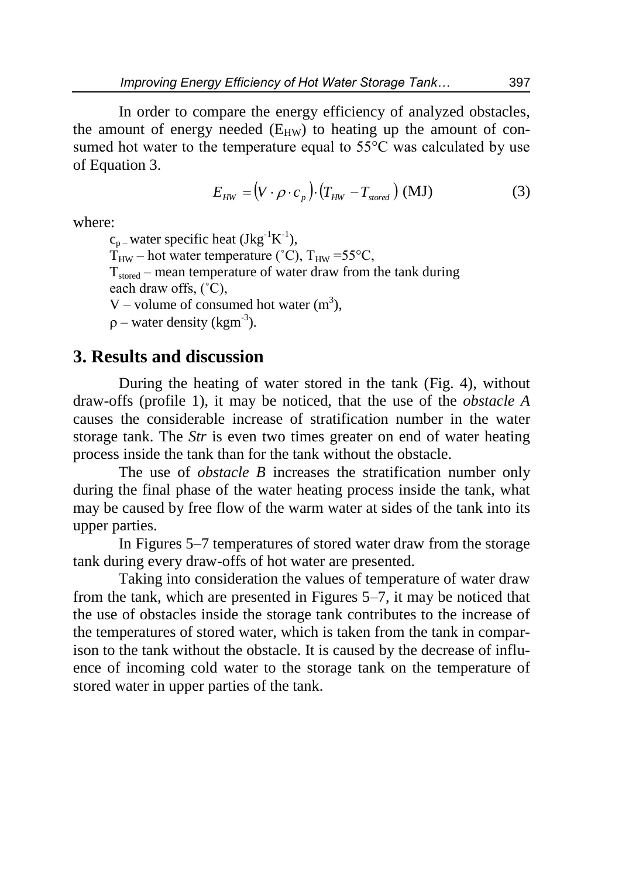In order to compare the energy efficiency of analyzed obstacles, the amount of energy needed ($E_{HW}$) to heating up the amount of consumed hot water to the temperature equal to 55°C was calculated by use of Equation 3.

$$E_{HW} = \left(V \cdot \rho \cdot c_p\right) \cdot \left(T_{HW} - T_{stored}\right) \text{ (MJ)} \tag{3}$$

where:

$c_p$ – water specific heat ($Jkg^{-1}K^{-1}$),
$T_{HW}$ – hot water temperature (˚C), $T_{HW}$ =55°C,
$T_{stored}$ – mean temperature of water draw from the tank during each draw offs, (˚C),
$V$ – volume of consumed hot water ($m^3$),
$\rho$ – water density ($kgm^{-3}$).

## 3. Results and discussion

During the heating of water stored in the tank (Fig. 4), without draw-offs (profile 1), it may be noticed, that the use of the *obstacle A* causes the considerable increase of stratification number in the water storage tank. The *Str* is even two times greater on end of water heating process inside the tank than for the tank without the obstacle.

The use of *obstacle B* increases the stratification number only during the final phase of the water heating process inside the tank, what may be caused by free flow of the warm water at sides of the tank into its upper parties.

In Figures 5–7 temperatures of stored water draw from the storage tank during every draw-offs of hot water are presented.

Taking into consideration the values of temperature of water draw from the tank, which are presented in Figures 5–7, it may be noticed that the use of obstacles inside the storage tank contributes to the increase of the temperatures of stored water, which is taken from the tank in comparison to the tank without the obstacle. It is caused by the decrease of influence of incoming cold water to the storage tank on the temperature of stored water in upper parties of the tank.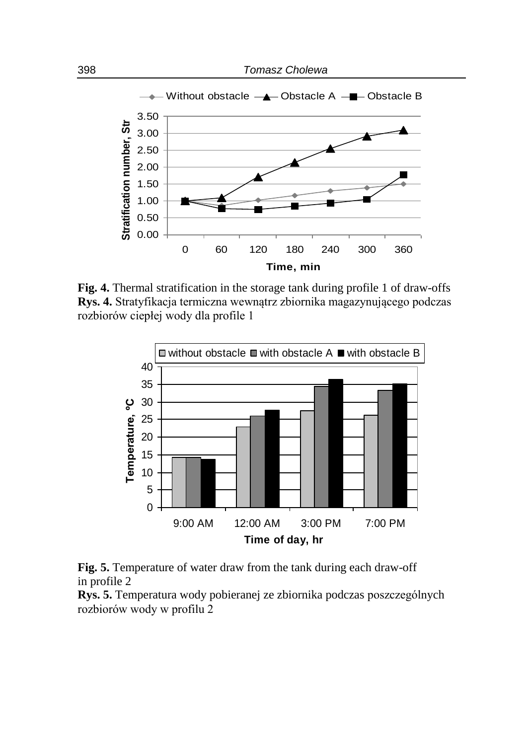**Fig. 4.** Thermal stratification in the storage tank during profile 1 of draw-offs
**Rys. 4.** Stratyfikacja termiczna wewnątrz zbiornika magazynującego podczas rozbiorów ciepłej wody dla profile 1

**Fig. 5.** Temperature of water draw from the tank during each draw-off in profile 2
**Rys. 5.** Temperatura wody pobieranej ze zbiornika podczas poszczególnych rozbiorów wody w profilu 2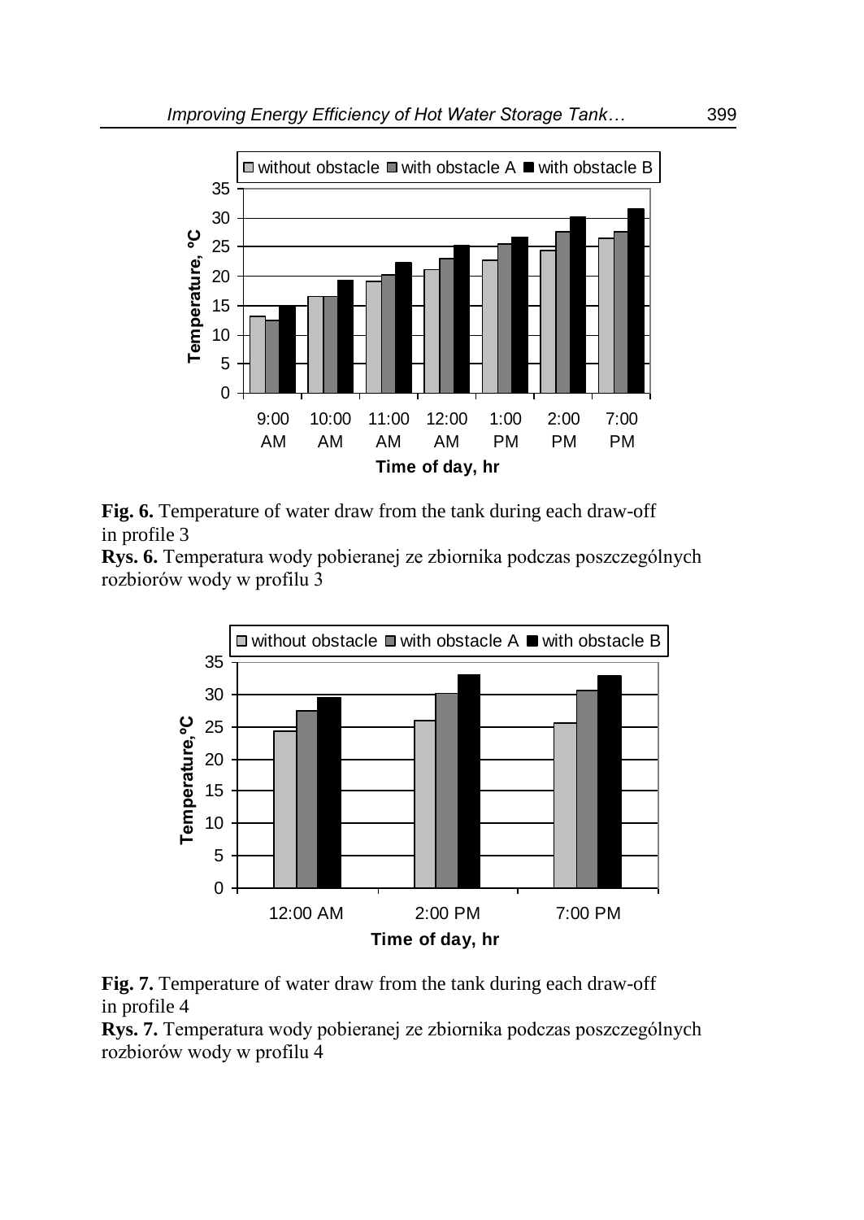**Fig. 6.** Temperature of water draw from the tank during each draw-off in profile 3

**Rys. 6.** Temperatura wody pobieranej ze zbiornika podczas poszczególnych rozbiorów wody w profilu 3

**Fig. 7.** Temperature of water draw from the tank during each draw-off in profile 4

**Rys. 7.** Temperatura wody pobieranej ze zbiornika podczas poszczególnych rozbiorów wody w profilu 4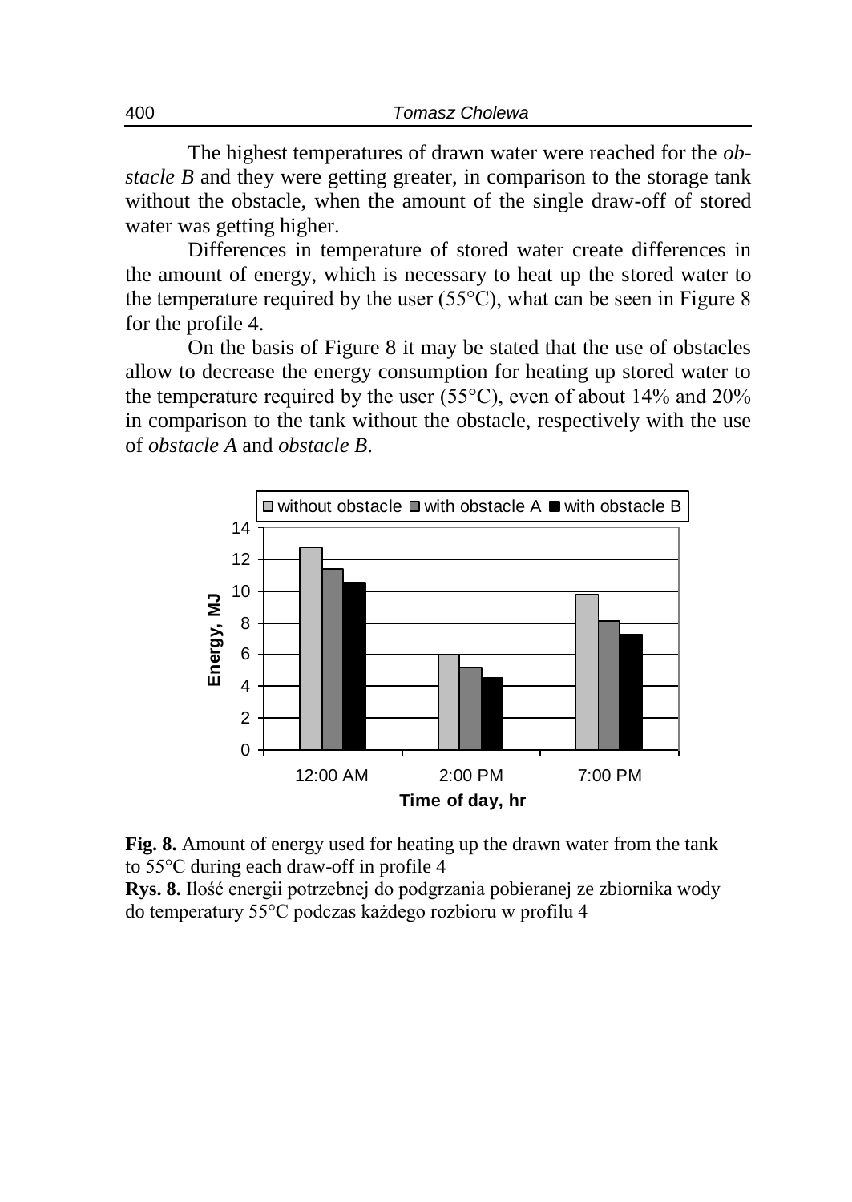The highest temperatures of drawn water were reached for the *obstacle B* and they were getting greater, in comparison to the storage tank without the obstacle, when the amount of the single draw-off of stored water was getting higher.

Differences in temperature of stored water create differences in the amount of energy, which is necessary to heat up the stored water to the temperature required by the user (55°C), what can be seen in Figure 8 for the profile 4.

On the basis of Figure 8 it may be stated that the use of obstacles allow to decrease the energy consumption for heating up stored water to the temperature required by the user (55°C), even of about 14% and 20% in comparison to the tank without the obstacle, respectively with the use of *obstacle A* and *obstacle B*.

**Fig. 8.** Amount of energy used for heating up the drawn water from the tank to 55°C during each draw-off in profile 4

**Rys. 8.** Ilość energii potrzebnej do podgrzania pobieranej ze zbiornika wody do temperatury 55°C podczas każdego rozbioru w profilu 4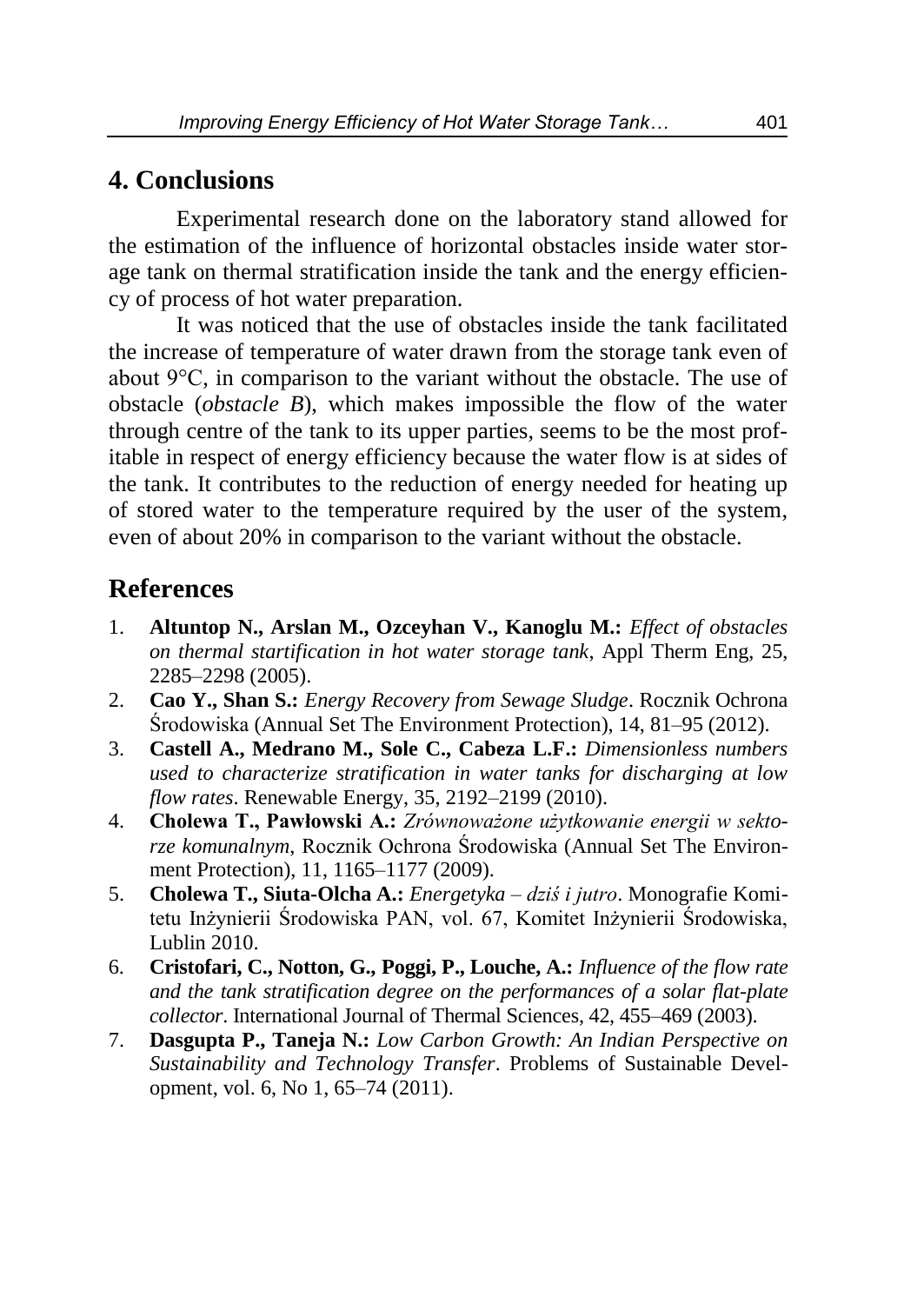## 4. Conclusions

Experimental research done on the laboratory stand allowed for the estimation of the influence of horizontal obstacles inside water storage tank on thermal stratification inside the tank and the energy efficiency of process of hot water preparation.

It was noticed that the use of obstacles inside the tank facilitated the increase of temperature of water drawn from the storage tank even of about 9°C, in comparison to the variant without the obstacle. The use of obstacle (*obstacle B*), which makes impossible the flow of the water through centre of the tank to its upper parties, seems to be the most profitable in respect of energy efficiency because the water flow is at sides of the tank. It contributes to the reduction of energy needed for heating up of stored water to the temperature required by the user of the system, even of about 20% in comparison to the variant without the obstacle.

## References

1. **Altuntop N., Arslan M., Ozceyhan V., Kanoglu M.:** *Effect of obstacles on thermal startification in hot water storage tank*, Appl Therm Eng, 25, 2285–2298 (2005).
2. **Cao Y., Shan S.:** *Energy Recovery from Sewage Sludge*. Rocznik Ochrona Środowiska (Annual Set The Environment Protection), 14, 81–95 (2012).
3. **Castell A., Medrano M., Sole C., Cabeza L.F.:** *Dimensionless numbers used to characterize stratification in water tanks for discharging at low flow rates*. Renewable Energy, 35, 2192–2199 (2010).
4. **Cholewa T., Pawłowski A.:** *Zrównoważone użytkowanie energii w sektorze komunalnym*, Rocznik Ochrona Środowiska (Annual Set The Environment Protection), 11, 1165–1177 (2009).
5. **Cholewa T., Siuta-Olcha A.:** *Energetyka – dziś i jutro*. Monografie Komitetu Inżynierii Środowiska PAN, vol. 67, Komitet Inżynierii Środowiska, Lublin 2010.
6. **Cristofari, C., Notton, G., Poggi, P., Louche, A.:** *Influence of the flow rate and the tank stratification degree on the performances of a solar flat-plate collector*. International Journal of Thermal Sciences, 42, 455–469 (2003).
7. **Dasgupta P., Taneja N.:** *Low Carbon Growth: An Indian Perspective on Sustainability and Technology Transfer*. Problems of Sustainable Development, vol. 6, No 1, 65–74 (2011).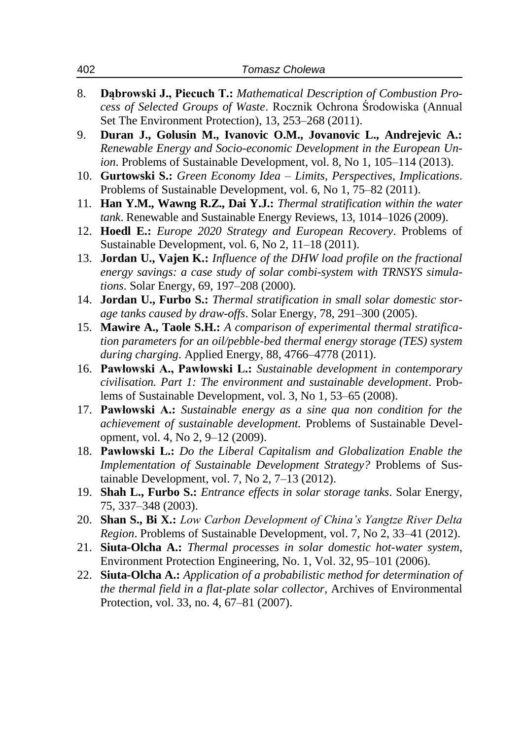8. **Dąbrowski J., Piecuch T.:** *Mathematical Description of Combustion Process of Selected Groups of Waste*. Rocznik Ochrona Środowiska (Annual Set The Environment Protection), 13, 253–268 (2011).
9. **Duran J., Golusin M., Ivanovic O.M., Jovanovic L., Andrejevic A.:** *Renewable Energy and Socio-economic Development in the European Union*. Problems of Sustainable Development, vol. 8, No 1, 105–114 (2013).
10. **Gurtowski S.:** *Green Economy Idea – Limits, Perspectives, Implications*. Problems of Sustainable Development, vol. 6, No 1, 75–82 (2011).
11. **Han Y.M., Wawng R.Z., Dai Y.J.:** *Thermal stratification within the water tank*. Renewable and Sustainable Energy Reviews, 13, 1014–1026 (2009).
12. **Hoedl E.:** *Europe 2020 Strategy and European Recovery*. Problems of Sustainable Development, vol. 6, No 2, 11–18 (2011).
13. **Jordan U., Vajen K.:** *Influence of the DHW load profile on the fractional energy savings: a case study of solar combi-system with TRNSYS simulations*. Solar Energy, 69, 197–208 (2000).
14. **Jordan U., Furbo S.:** *Thermal stratification in small solar domestic storage tanks caused by draw-offs*. Solar Energy, 78, 291–300 (2005).
15. **Mawire A., Taole S.H.:** *A comparison of experimental thermal stratification parameters for an oil/pebble-bed thermal energy storage (TES) system during charging*. Applied Energy, 88, 4766–4778 (2011).
16. **Pawłowski A., Pawłowski L.:** *Sustainable development in contemporary civilisation. Part 1: The environment and sustainable development*. Problems of Sustainable Development, vol. 3, No 1, 53–65 (2008).
17. **Pawłowski A.:** *Sustainable energy as a sine qua non condition for the achievement of sustainable development.* Problems of Sustainable Development, vol. 4, No 2, 9–12 (2009).
18. **Pawłowski L.:** *Do the Liberal Capitalism and Globalization Enable the Implementation of Sustainable Development Strategy?* Problems of Sustainable Development, vol. 7, No 2, 7–13 (2012).
19. **Shah L., Furbo S.:** *Entrance effects in solar storage tanks*. Solar Energy, 75, 337–348 (2003).
20. **Shan S., Bi X.:** *Low Carbon Development of China's Yangtze River Delta Region*. Problems of Sustainable Development, vol. 7, No 2, 33–41 (2012).
21. **Siuta-Olcha A.:** *Thermal processes in solar domestic hot-water system*, Environment Protection Engineering, No. 1, Vol. 32, 95–101 (2006).
22. **Siuta-Olcha A.:** *Application of a probabilistic method for determination of the thermal field in a flat-plate solar collector*, Archives of Environmental Protection, vol. 33, no. 4, 67–81 (2007).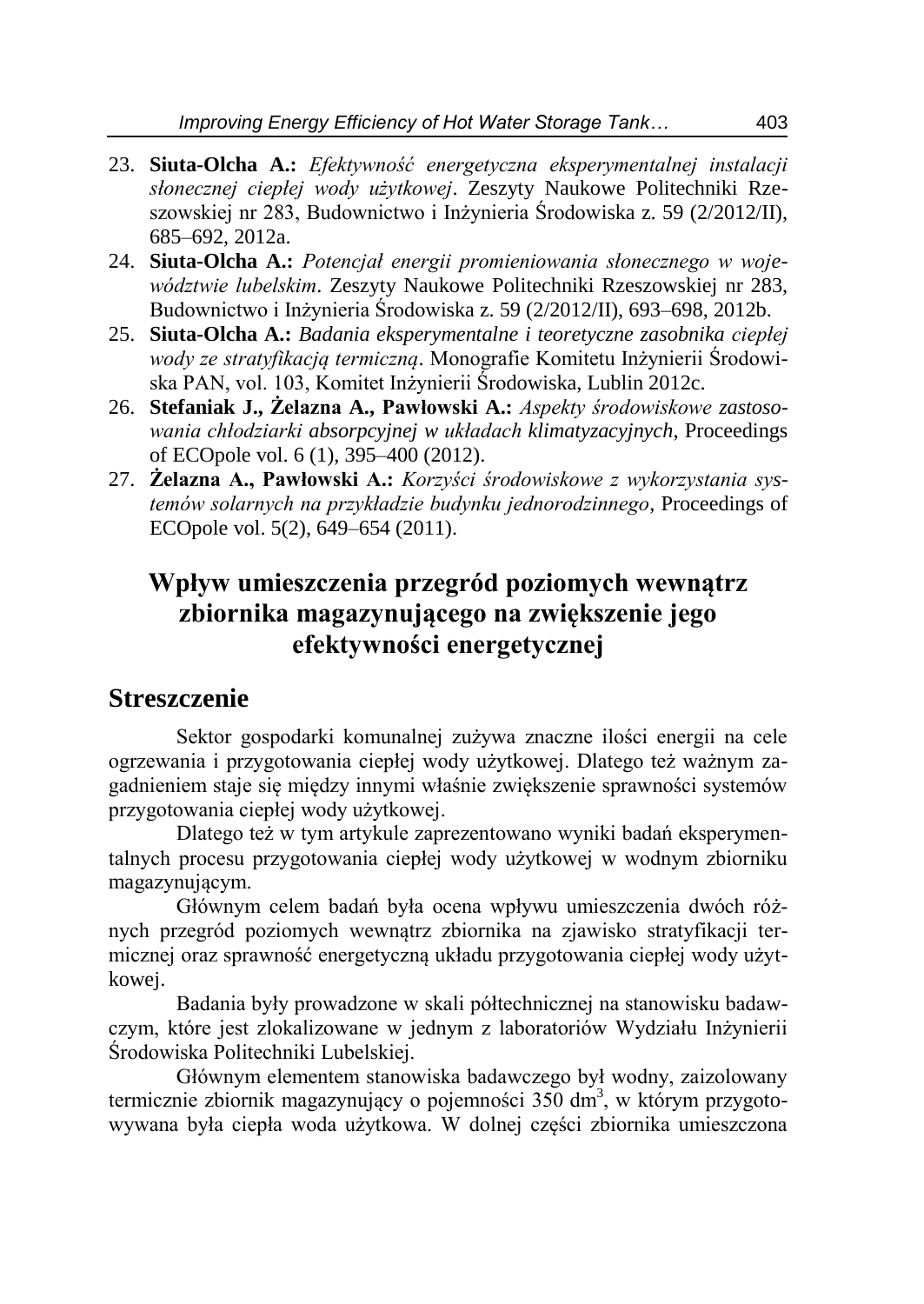23. **Siuta-Olcha A.:** *Efektywność energetyczna eksperymentalnej instalacji słonecznej ciepłej wody użytkowej*. Zeszyty Naukowe Politechniki Rzeszowskiej nr 283, Budownictwo i Inżynieria Środowiska z. 59 (2/2012/II), 685–692, 2012a.
24. **Siuta-Olcha A.:** *Potencjał energii promieniowania słonecznego w województwie lubelskim*. Zeszyty Naukowe Politechniki Rzeszowskiej nr 283, Budownictwo i Inżynieria Środowiska z. 59 (2/2012/II), 693–698, 2012b.
25. **Siuta-Olcha A.:** *Badania eksperymentalne i teoretyczne zasobnika ciepłej wody ze stratyfikacją termiczną*. Monografie Komitetu Inżynierii Środowiska PAN, vol. 103, Komitet Inżynierii Środowiska, Lublin 2012c.
26. **Stefaniak J., Żelazna A., Pawłowski A.:** *Aspekty środowiskowe zastosowania chłodziarki absorpcyjnej w układach klimatyzacyjnych*, Proceedings of ECOpole vol. 6 (1), 395–400 (2012).
27. **Żelazna A., Pawłowski A.:** *Korzyści środowiskowe z wykorzystania systemów solarnych na przykładzie budynku jednorodzinnego*, Proceedings of ECOpole vol. 5(2), 649–654 (2011).

# Wpływ umieszczenia przegród poziomych wewnątrz zbiornika magazynującego na zwiększenie jego efektywności energetycznej

## Streszczenie

Sektor gospodarki komunalnej zużywa znaczne ilości energii na cele ogrzewania i przygotowania ciepłej wody użytkowej. Dlatego też ważnym zagadnieniem staje się między innymi właśnie zwiększenie sprawności systemów przygotowania ciepłej wody użytkowej.

Dlatego też w tym artykule zaprezentowano wyniki badań eksperymentalnych procesu przygotowania ciepłej wody użytkowej w wodnym zbiorniku magazynującym.

Głównym celem badań była ocena wpływu umieszczenia dwóch różnych przegród poziomych wewnątrz zbiornika na zjawisko stratyfikacji termicznej oraz sprawność energetyczną układu przygotowania ciepłej wody użytkowej.

Badania były prowadzone w skali półtechnicznej na stanowisku badawczym, które jest zlokalizowane w jednym z laboratoriów Wydziału Inżynierii Środowiska Politechniki Lubelskiej.

Głównym elementem stanowiska badawczego był wodny, zaizolowany termicznie zbiornik magazynujący o pojemności 350 $dm^3$, w którym przygotowywana była ciepła woda użytkowa. W dolnej części zbiornika umieszczona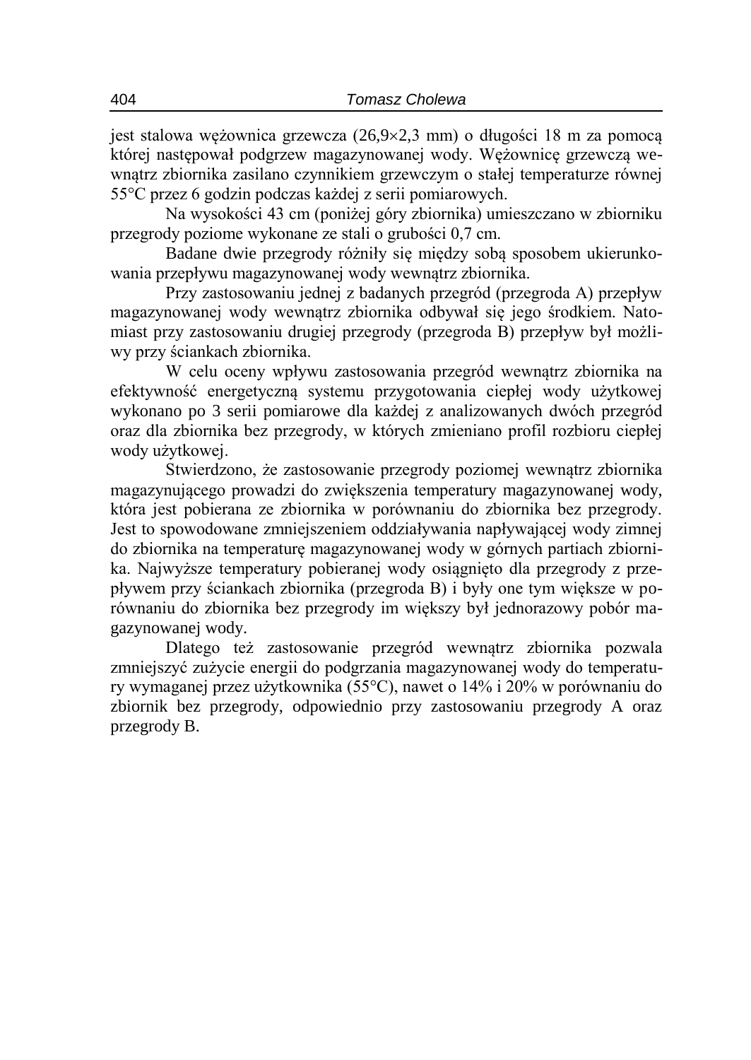jest stalowa wężownica grzewcza (26,9×2,3 mm) o długości 18 m za pomocą której następował podgrzew magazynowanej wody. Wężownicę grzewczą wewnątrz zbiornika zasilano czynnikiem grzewczym o stałej temperaturze równej 55°C przez 6 godzin podczas każdej z serii pomiarowych.

Na wysokości 43 cm (poniżej góry zbiornika) umieszczano w zbiorniku przegrody poziome wykonane ze stali o grubości 0,7 cm.

Badane dwie przegrody różniły się między sobą sposobem ukierunkowania przepływu magazynowanej wody wewnątrz zbiornika.

Przy zastosowaniu jednej z badanych przegród (przegroda A) przepływ magazynowanej wody wewnątrz zbiornika odbywał się jego środkiem. Natomiast przy zastosowaniu drugiej przegrody (przegroda B) przepływ był możliwy przy ściankach zbiornika.

W celu oceny wpływu zastosowania przegród wewnątrz zbiornika na efektywność energetyczną systemu przygotowania ciepłej wody użytkowej wykonano po 3 serii pomiarowe dla każdej z analizowanych dwóch przegród oraz dla zbiornika bez przegrody, w których zmieniano profil rozbioru ciepłej wody użytkowej.

Stwierdzono, że zastosowanie przegrody poziomej wewnątrz zbiornika magazynującego prowadzi do zwiększenia temperatury magazynowanej wody, która jest pobierana ze zbiornika w porównaniu do zbiornika bez przegrody. Jest to spowodowane zmniejszeniem oddziaływania napływającej wody zimnej do zbiornika na temperaturę magazynowanej wody w górnych partiach zbiornika. Najwyższe temperatury pobieranej wody osiągnięto dla przegrody z przepływem przy ściankach zbiornika (przegroda B) i były one tym większe w porównaniu do zbiornika bez przegrody im większy był jednorazowy pobór magazynowanej wody.

Dlatego też zastosowanie przegród wewnątrz zbiornika pozwala zmniejszyć zużycie energii do podgrzania magazynowanej wody do temperatury wymaganej przez użytkownika (55°C), nawet o 14% i 20% w porównaniu do zbiornik bez przegrody, odpowiednio przy zastosowaniu przegrody A oraz przegrody B.